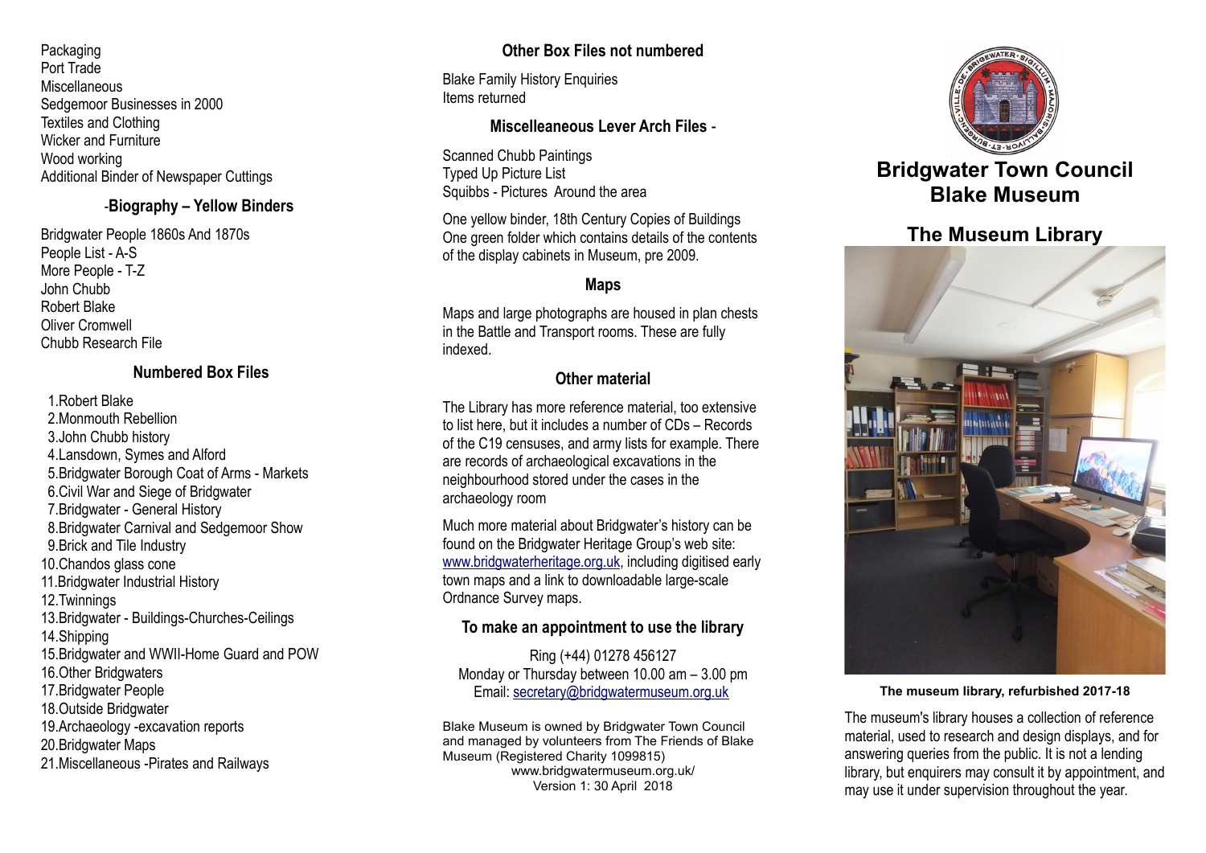Packaging
Port Trade
Miscellaneous
Sedgemoor Businesses in 2000
Textiles and Clothing
Wicker and Furniture
Wood working
Additional Binder of Newspaper Cuttings

### -Biography – Yellow Binders

Bridgwater People 1860s And 1870s
People List - A-S
More People - T-Z
John Chubb
Robert Blake
Oliver Cromwell
Chubb Research File

### Numbered Box Files

1. Robert Blake
2. Monmouth Rebellion
3. John Chubb history
4. Lansdown, Symes and Alford
5. Bridgwater Borough Coat of Arms - Markets
6. Civil War and Siege of Bridgwater
7. Bridgwater - General History
8. Bridgwater Carnival and Sedgemoor Show
9. Brick and Tile Industry
10. Chandos glass cone
11. Bridgwater Industrial History
12. Twinnings
13. Bridgwater - Buildings-Churches-Ceilings
14. Shipping
15. Bridgwater and WWII-Home Guard and POW
16. Other Bridgwaters
17. Bridgwater People
18. Outside Bridgwater
19. Archaeology -excavation reports
20. Bridgwater Maps
21. Miscellaneous -Pirates and Railways

### Other Box Files not numbered

Blake Family History Enquiries
Items returned

### Miscelleaneous Lever Arch Files -

Scanned Chubb Paintings
Typed Up Picture List
Squibbs - Pictures Around the area

One yellow binder, 18th Century Copies of Buildings
One green folder which contains details of the contents of the display cabinets in Museum, pre 2009.

### Maps

Maps and large photographs are housed in plan chests in the Battle and Transport rooms. These are fully indexed.

### Other material

The Library has more reference material, too extensive to list here, but it includes a number of CDs – Records of the C19 censuses, and army lists for example. There are records of archaeological excavations in the neighbourhood stored under the cases in the archaeology room

Much more material about Bridgwater's history can be found on the Bridgwater Heritage Group's web site: www.bridgwaterheritage.org.uk, including digitised early town maps and a link to downloadable large-scale Ordnance Survey maps.

### To make an appointment to use the library

Ring (+44) 01278 456127
Monday or Thursday between 10.00 am – 3.00 pm
Email: secretary@bridgwatermuseum.org.uk

Blake Museum is owned by Bridgwater Town Council and managed by volunteers from The Friends of Blake Museum (Registered Charity 1099815)
www.bridgwatermuseum.org.uk/
Version 1: 30 April 2018

# Bridgwater Town Council
# Blake Museum

## The Museum Library

**The museum library, refurbished 2017-18**

The museum's library houses a collection of reference material, used to research and design displays, and for answering queries from the public. It is not a lending library, but enquirers may consult it by appointment, and may use it under supervision throughout the year.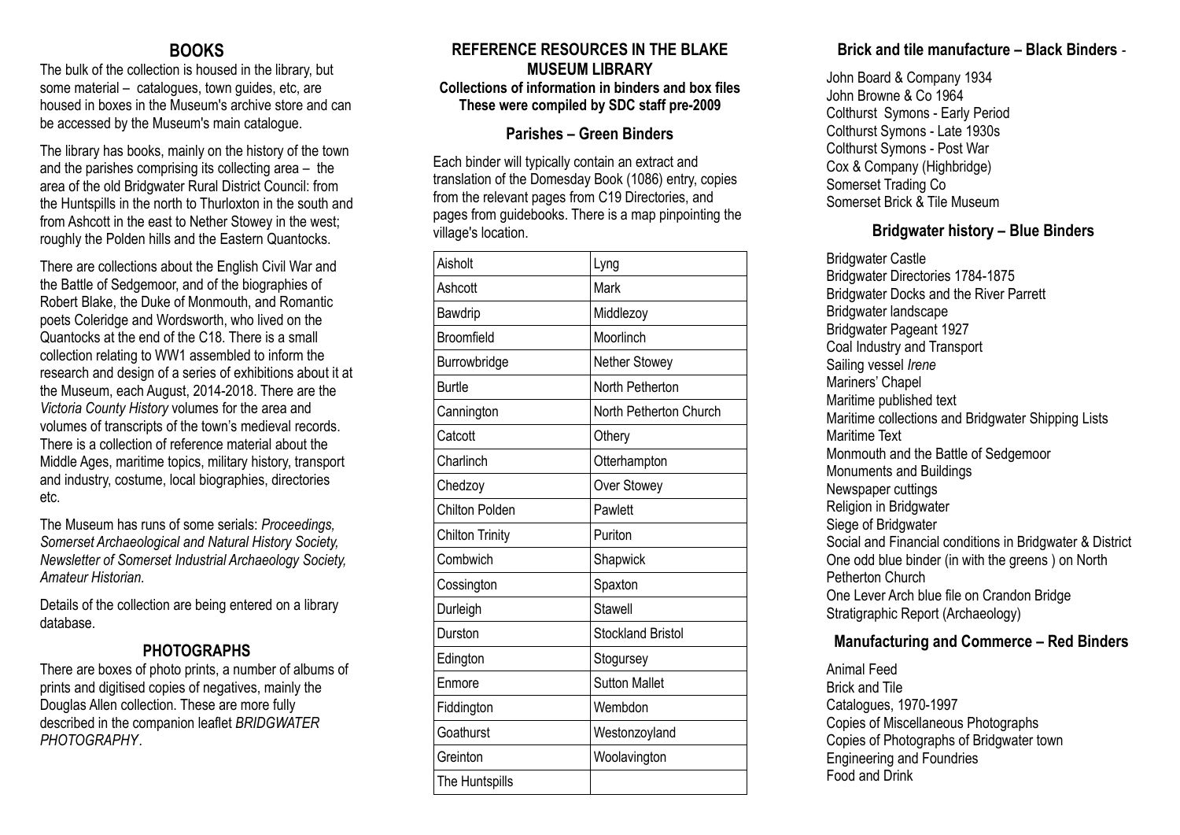## BOOKS

The bulk of the collection is housed in the library, but some material – catalogues, town guides, etc, are housed in boxes in the Museum's archive store and can be accessed by the Museum's main catalogue.

The library has books, mainly on the history of the town and the parishes comprising its collecting area – the area of the old Bridgwater Rural District Council: from the Huntspills in the north to Thurloxton in the south and from Ashcott in the east to Nether Stowey in the west; roughly the Polden hills and the Eastern Quantocks.

There are collections about the English Civil War and the Battle of Sedgemoor, and of the biographies of Robert Blake, the Duke of Monmouth, and Romantic poets Coleridge and Wordsworth, who lived on the Quantocks at the end of the C18. There is a small collection relating to WW1 assembled to inform the research and design of a series of exhibitions about it at the Museum, each August, 2014-2018. There are the *Victoria County History* volumes for the area and volumes of transcripts of the town's medieval records. There is a collection of reference material about the Middle Ages, maritime topics, military history, transport and industry, costume, local biographies, directories etc.

The Museum has runs of some serials: *Proceedings, Somerset Archaeological and Natural History Society, Newsletter of Somerset Industrial Archaeology Society, Amateur Historian.*

Details of the collection are being entered on a library database.

## PHOTOGRAPHS

There are boxes of photo prints, a number of albums of prints and digitised copies of negatives, mainly the Douglas Allen collection. These are more fully described in the companion leaflet *BRIDGWATER PHOTOGRAPHY*.

## REFERENCE RESOURCES IN THE BLAKE MUSEUM LIBRARY

**Collections of information in binders and box files**
**These were compiled by SDC staff pre-2009**

### Parishes – Green Binders

Each binder will typically contain an extract and translation of the Domesday Book (1086) entry, copies from the relevant pages from C19 Directories, and pages from guidebooks. There is a map pinpointing the village's location.

| | |
|---|---|
| Aisholt | Lyng |
| Ashcott | Mark |
| Bawdrip | Middlezoy |
| Broomfield | Moorlinch |
| Burrowbridge | Nether Stowey |
| Burtle | North Petherton |
| Cannington | North Petherton Church |
| Catcott | Othery |
| Charlinch | Otterhampton |
| Chedzoy | Over Stowey |
| Chilton Polden | Pawlett |
| Chilton Trinity | Puriton |
| Combwich | Shapwick |
| Cossington | Spaxton |
| Durleigh | Stawell |
| Durston | Stockland Bristol |
| Edington | Stogursey |
| Enmore | Sutton Mallet |
| Fiddington | Wembdon |
| Goathurst | Westonzoyland |
| Greinton | Woolavington |
| The Huntspills | |

### Brick and tile manufacture – Black Binders -

John Board & Company 1934
John Browne & Co 1964
Colthurst Symons - Early Period
Colthurst Symons - Late 1930s
Colthurst Symons - Post War
Cox & Company (Highbridge)
Somerset Trading Co
Somerset Brick & Tile Museum

### Bridgwater history – Blue Binders

Bridgwater Castle
Bridgwater Directories 1784-1875
Bridgwater Docks and the River Parrett
Bridgwater landscape
Bridgwater Pageant 1927
Coal Industry and Transport
Sailing vessel *Irene*
Mariners' Chapel
Maritime published text
Maritime collections and Bridgwater Shipping Lists
Maritime Text
Monmouth and the Battle of Sedgemoor
Monuments and Buildings
Newspaper cuttings
Religion in Bridgwater
Siege of Bridgwater
Social and Financial conditions in Bridgwater & District
One odd blue binder (in with the greens ) on North Petherton Church
One Lever Arch blue file on Crandon Bridge Stratigraphic Report (Archaeology)

### Manufacturing and Commerce – Red Binders

Animal Feed
Brick and Tile
Catalogues, 1970-1997
Copies of Miscellaneous Photographs
Copies of Photographs of Bridgwater town
Engineering and Foundries
Food and Drink